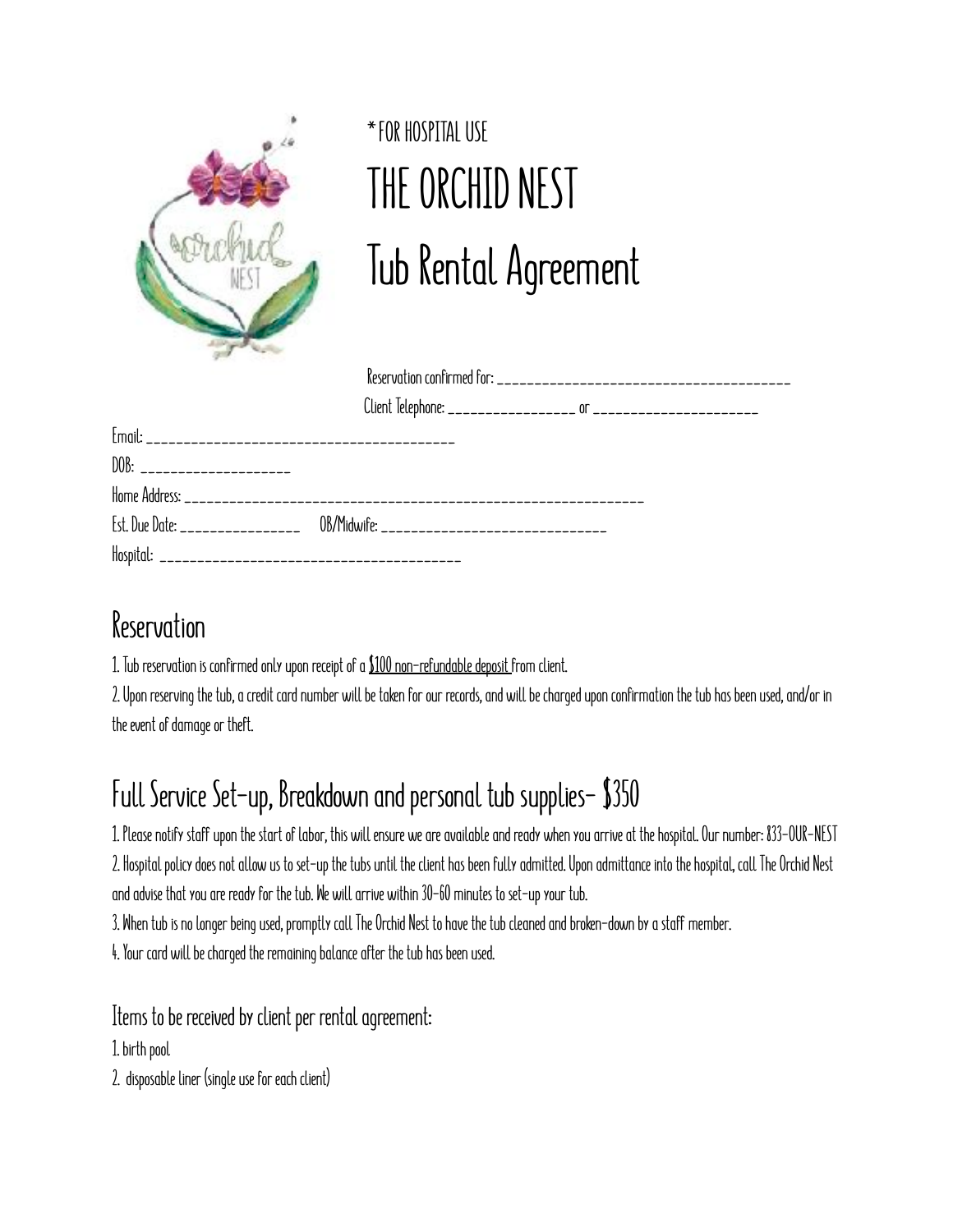*FOR HOSPITAL USE

# THE ORCHID NEST

# Tub Rental Agreement

Reservation confirmed for: ________________________________________

Client Telephone: _________________ or ______________________

Email: ________________________________________

DOB: ____________________

Home Address: ______________________________________________________________

Est. Due Date: ________________ OB/Midwife: ______________________________

Hospital: ________________________________________

## Reservation

1. Tub reservation is confirmed only upon receipt of a $100 non-refundable deposit from client.
2. Upon reserving the tub, a credit card number will be taken for our records, and will be charged upon confirmation the tub has been used, and/or in the event of damage or theft.

## Full Service Set-up, Breakdown and personal tub supplies- $350

1. Please notify staff upon the start of labor, this will ensure we are available and ready when you arrive at the hospital. Our number: 833-OUR-NEST
2. Hospital policy does not allow us to set-up the tubs until the client has been fully admitted. Upon admittance into the hospital, call The Orchid Nest and advise that you are ready for the tub. We will arrive within 30-60 minutes to set-up your tub.
3. When tub is no longer being used, promptly call The Orchid Nest to have the tub cleaned and broken-down by a staff member.
4. Your card will be charged the remaining balance after the tub has been used.

### Items to be received by client per rental agreement:

1. birth pool
2. disposable liner (single use for each client)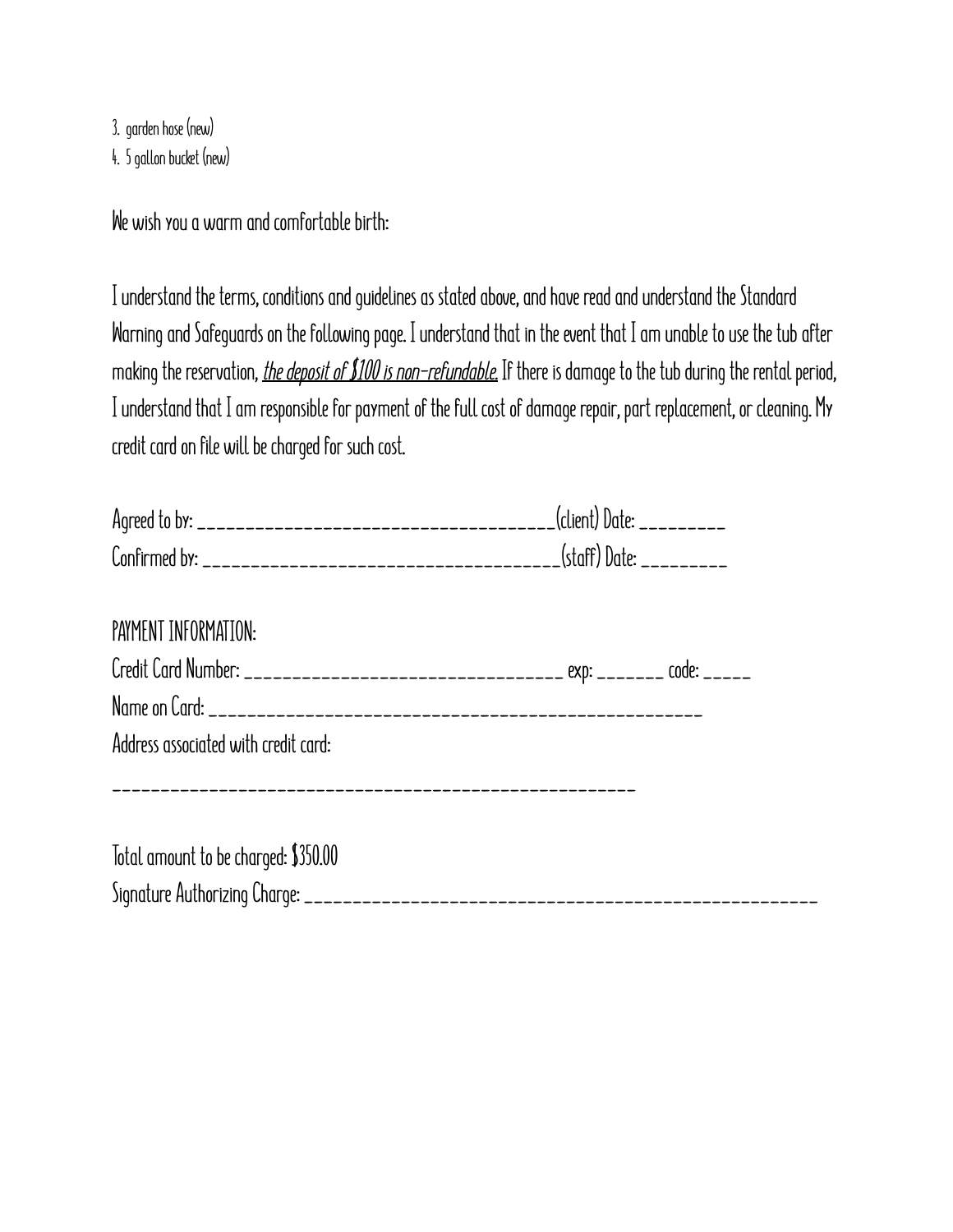3. garden hose (new)
4. 5 gallon bucket (new)

We wish you a warm and comfortable birth:

I understand the terms, conditions and guidelines as stated above, and have read and understand the Standard Warning and Safeguards on the following page. I understand that in the event that I am unable to use the tub after making the reservation, ***the deposit of $100 is non-refundable.*** If there is damage to the tub during the rental period, I understand that I am responsible for payment of the full cost of damage repair, part replacement, or cleaning. My credit card on file will be charged for such cost.

Agreed to by: ___________________________________(client) Date: _________

Confirmed by: ___________________________________(staff) Date: _________

PAYMENT INFORMATION:

Credit Card Number: _______________________________ exp: _______ code: _____

Name on Card: _________________________________________________

Address associated with credit card:

_____________________________________________________

Total amount to be charged: $350.00

Signature Authorizing Charge: __________________________________________________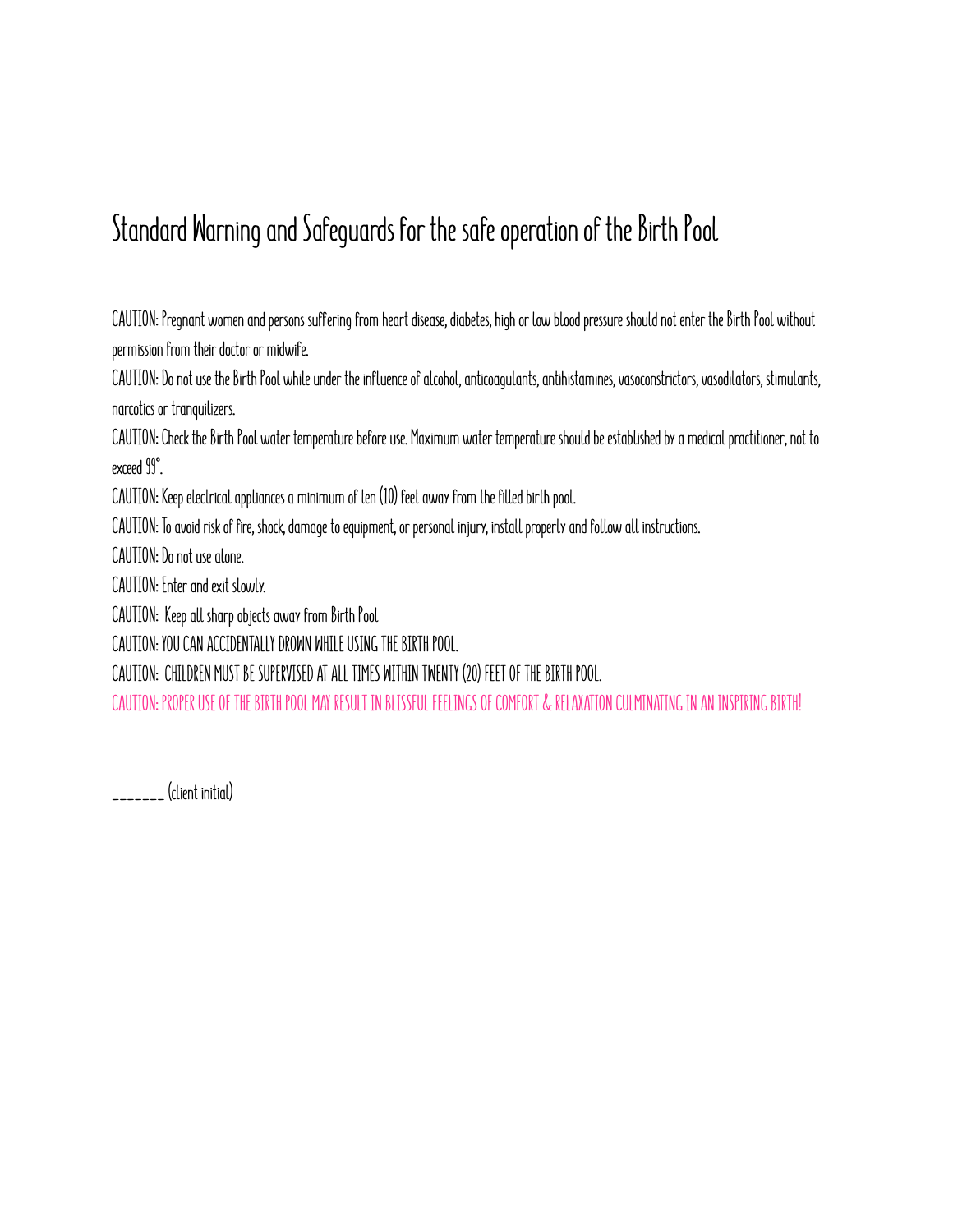# Standard Warning and Safeguards for the safe operation of the Birth Pool

CAUTION: Pregnant women and persons suffering from heart disease, diabetes, high or low blood pressure should not enter the Birth Pool without permission from their doctor or midwife.

CAUTION: Do not use the Birth Pool while under the influence of alcohol, anticoagulants, antihistamines, vasoconstrictors, vasodilators, stimulants, narcotics or tranquilizers.

CAUTION: Check the Birth Pool water temperature before use. Maximum water temperature should be established by a medical practitioner, not to exceed 99°.

CAUTION: Keep electrical appliances a minimum of ten (10) feet away from the filled birth pool.

CAUTION: To avoid risk of fire, shock, damage to equipment, or personal injury, install properly and follow all instructions.

CAUTION: Do not use alone.

CAUTION: Enter and exit slowly.

CAUTION: Keep all sharp objects away from Birth Pool

CAUTION: YOU CAN ACCIDENTALLY DROWN WHILE USING THE BIRTH POOL.

CAUTION: CHILDREN MUST BE SUPERVISED AT ALL TIMES WITHIN TWENTY (20) FEET OF THE BIRTH POOL.

CAUTION: PROPER USE OF THE BIRTH POOL MAY RESULT IN BLISSFUL FEELINGS OF COMFORT & RELAXATION CULMINATING IN AN INSPIRING BIRTH!

_______ (client initial)